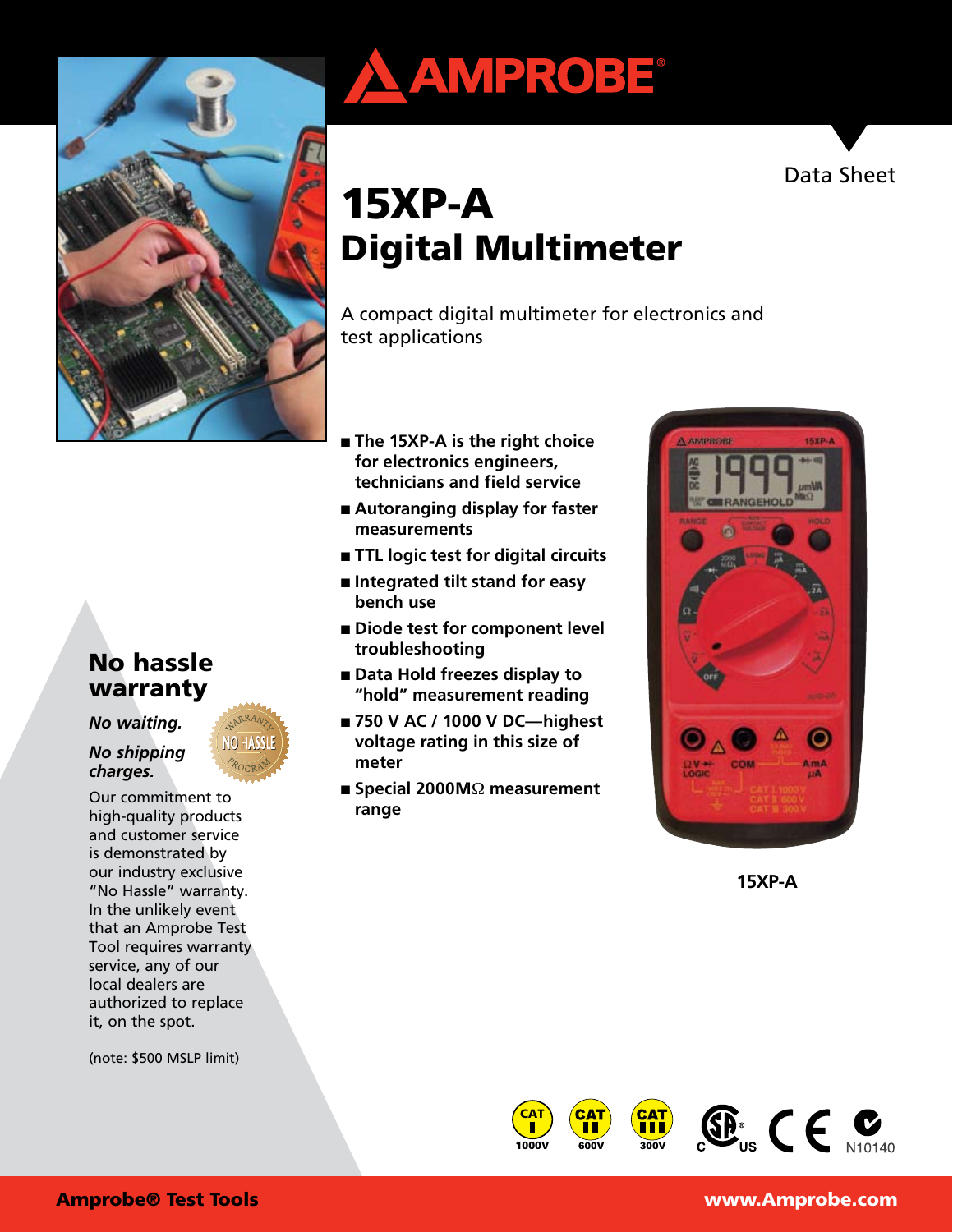# AMPROBE

Data Sheet

# 15XP-A Digital Multimeter

A compact digital multimeter for electronics and test applications

- The 15XP-A is the right choice for electronics engineers, technicians and field service
- Autoranging display for faster measurements
- TTL logic test for digital circuits
- Integrated tilt stand for easy bench use
- Diode test for component level troubleshooting
- Data Hold freezes display to "hold" measurement reading
- 750 V AC / 1000 V DC—highest voltage rating in this size of meter
- Special 2000MΩ measurement range

15XP-A

## No hassle warranty

*No waiting.*

*No shipping charges.*

Our commitment to high-quality products and customer service is demonstrated by our industry exclusive "No Hassle" warranty. In the unlikely event that an Amprobe Test Tool requires warranty service, any of our local dealers are authorized to replace it, on the spot.

(note: $500 MSLP limit)

CAT I 1000V | CAT II 600V | CAT III 300V | N10140

**Amprobe® Test Tools** **www.Amprobe.com**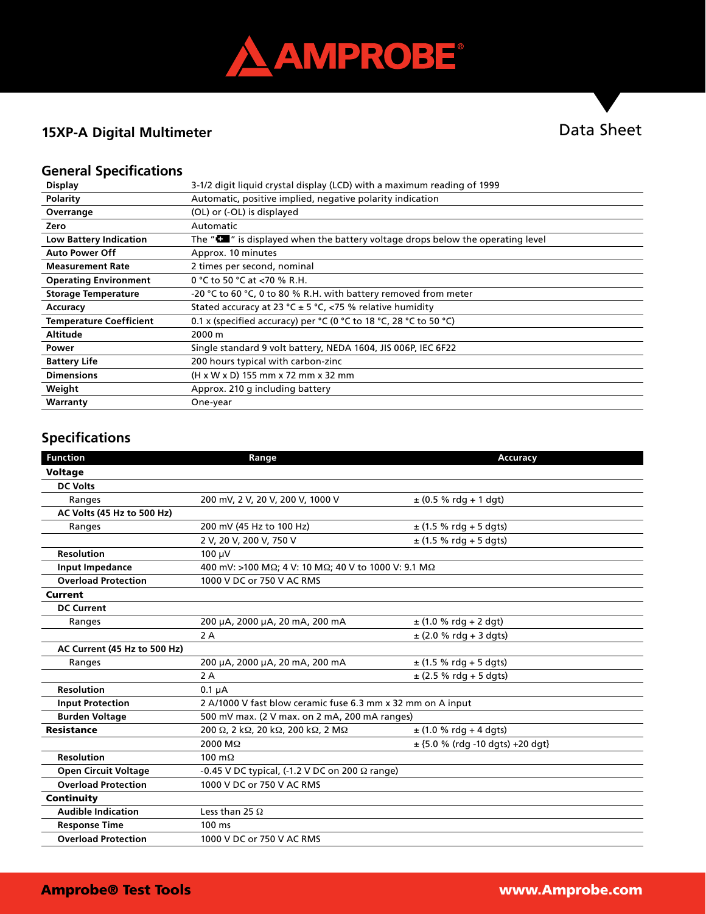# AMPROBE

## 15XP-A Digital Multimeter

Data Sheet

## General Specifications

| | |
|---|---|
| **Display** | 3-1/2 digit liquid crystal display (LCD) with a maximum reading of 1999 |
| **Polarity** | Automatic, positive implied, negative polarity indication |
| **Overrange** | (OL) or (-OL) is displayed |
| **Zero** | Automatic |
| **Low Battery Indication** | The " " is displayed when the battery voltage drops below the operating level |
| **Auto Power Off** | Approx. 10 minutes |
| **Measurement Rate** | 2 times per second, nominal |
| **Operating Environment** | 0 °C to 50 °C at <70 % R.H. |
| **Storage Temperature** | -20 °C to 60 °C, 0 to 80 % R.H. with battery removed from meter |
| **Accuracy** | Stated accuracy at 23 °C ± 5 °C, <75 % relative humidity |
| **Temperature Coefficient** | 0.1 x (specified accuracy) per °C (0 °C to 18 °C, 28 °C to 50 °C) |
| **Altitude** | 2000 m |
| **Power** | Single standard 9 volt battery, NEDA 1604, JIS 006P, IEC 6F22 |
| **Battery Life** | 200 hours typical with carbon-zinc |
| **Dimensions** | (H x W x D) 155 mm x 72 mm x 32 mm |
| **Weight** | Approx. 210 g including battery |
| **Warranty** | One-year |

## Specifications

| Function | Range | Accuracy |
|---|---|---|
| **Voltage** | | |
| **DC Volts** | | |
| Ranges | 200 mV, 2 V, 20 V, 200 V, 1000 V | ± (0.5 % rdg + 1 dgt) |
| **AC Volts (45 Hz to 500 Hz)** | | |
| Ranges | 200 mV (45 Hz to 100 Hz) | ± (1.5 % rdg + 5 dgts) |
| | 2 V, 20 V, 200 V, 750 V | ± (1.5 % rdg + 5 dgts) |
| **Resolution** | 100 μV | |
| **Input Impedance** | 400 mV: >100 MΩ; 4 V: 10 MΩ; 40 V to 1000 V: 9.1 MΩ | |
| **Overload Protection** | 1000 V DC or 750 V AC RMS | |
| **Current** | | |
| **DC Current** | | |
| Ranges | 200 μA, 2000 μA, 20 mA, 200 mA | ± (1.0 % rdg + 2 dgt) |
| | 2 A | ± (2.0 % rdg + 3 dgts) |
| **AC Current (45 Hz to 500 Hz)** | | |
| Ranges | 200 μA, 2000 μA, 20 mA, 200 mA | ± (1.5 % rdg + 5 dgts) |
| | 2 A | ± (2.5 % rdg + 5 dgts) |
| **Resolution** | 0.1 μA | |
| **Input Protection** | 2 A/1000 V fast blow ceramic fuse 6.3 mm x 32 mm on A input | |
| **Burden Voltage** | 500 mV max. (2 V max. on 2 mA, 200 mA ranges) | |
| **Resistance** | 200 Ω, 2 kΩ, 20 kΩ, 200 kΩ, 2 MΩ | ± (1.0 % rdg + 4 dgts) |
| | 2000 MΩ | ± {5.0 % (rdg -10 dgts) +20 dgt} |
| **Resolution** | 100 mΩ | |
| **Open Circuit Voltage** | -0.45 V DC typical, (-1.2 V DC on 200 Ω range) | |
| **Overload Protection** | 1000 V DC or 750 V AC RMS | |
| **Continuity** | | |
| **Audible Indication** | Less than 25 Ω | |
| **Response Time** | 100 ms | |
| **Overload Protection** | 1000 V DC or 750 V AC RMS | |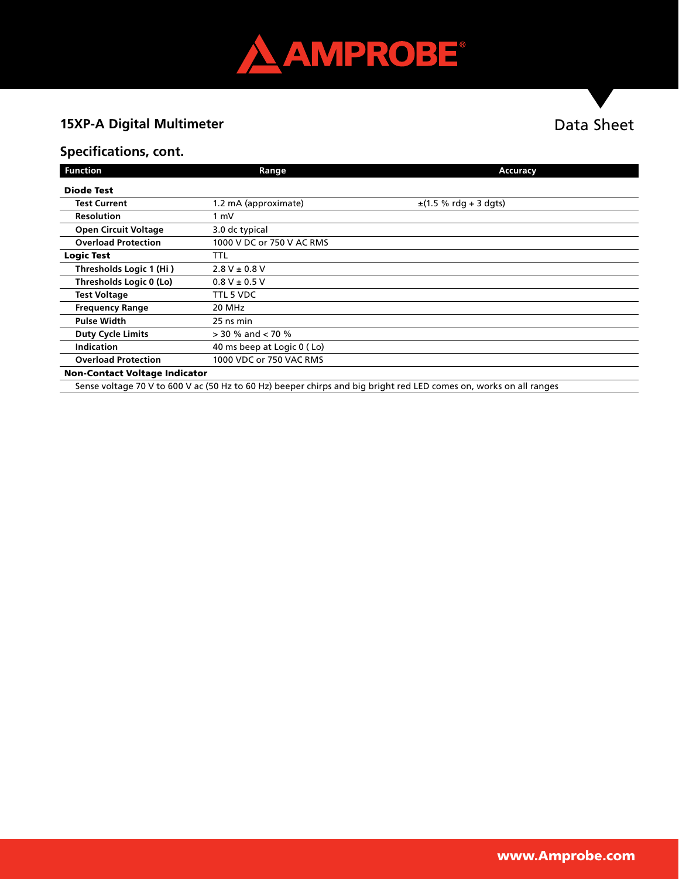## 15XP-A Digital Multimeter

Data Sheet

### Specifications, cont.

| Function | Range | Accuracy |
|---|---|---|
| **Diode Test** | | |
| **Test Current** | 1.2 mA (approximate) | ±(1.5 % rdg + 3 dgts) |
| **Resolution** | 1 mV | |
| **Open Circuit Voltage** | 3.0 dc typical | |
| **Overload Protection** | 1000 V DC or 750 V AC RMS | |
| **Logic Test** | TTL | |
| **Thresholds Logic 1 (Hi )** | 2.8 V ± 0.8 V | |
| **Thresholds Logic 0 (Lo)** | 0.8 V ± 0.5 V | |
| **Test Voltage** | TTL 5 VDC | |
| **Frequency Range** | 20 MHz | |
| **Pulse Width** | 25 ns min | |
| **Duty Cycle Limits** | > 30 % and < 70 % | |
| **Indication** | 40 ms beep at Logic 0 ( Lo) | |
| **Overload Protection** | 1000 VDC or 750 VAC RMS | |
| **Non-Contact Voltage Indicator** | | |
| Sense voltage 70 V to 600 V ac (50 Hz to 60 Hz) beeper chirps and big bright red LED comes on, works on all ranges | | |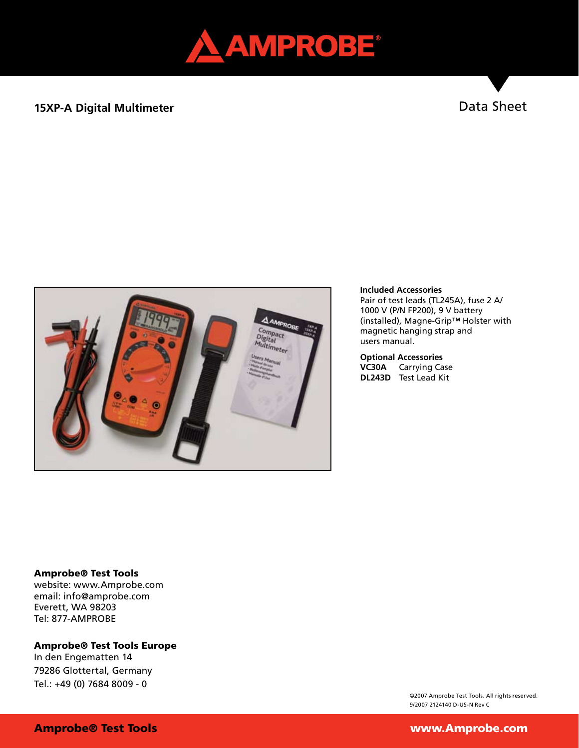# 15XP-A Digital Multimeter

Data Sheet

**Included Accessories**
Pair of test leads (TL245A), fuse 2 A/ 1000 V (P/N FP200), 9 V battery (installed), Magne-Grip™ Holster with magnetic hanging strap and users manual.

**Optional Accessories**

| | |
|---|---|
| **VC30A** | Carrying Case |
| **DL243D** | Test Lead Kit |

**Amprobe® Test Tools**
website: www.Amprobe.com
email: info@amprobe.com
Everett, WA 98203
Tel: 877-AMPROBE

**Amprobe® Test Tools Europe**
In den Engematten 14
79286 Glottertal, Germany
Tel.: +49 (0) 7684 8009 - 0

©2007 Amprobe Test Tools. All rights reserved.
9/2007 2124140 D-US-N Rev C